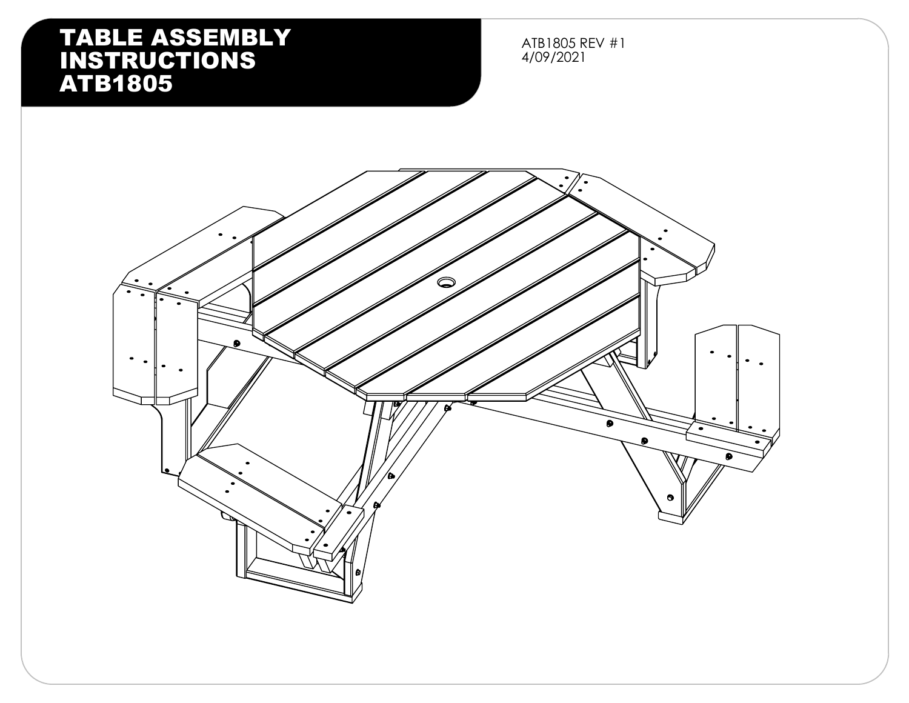# TABLE ASSEMBLY INSTRUCTIONS ATB1805

ATB1805 REV #1
4/09/2021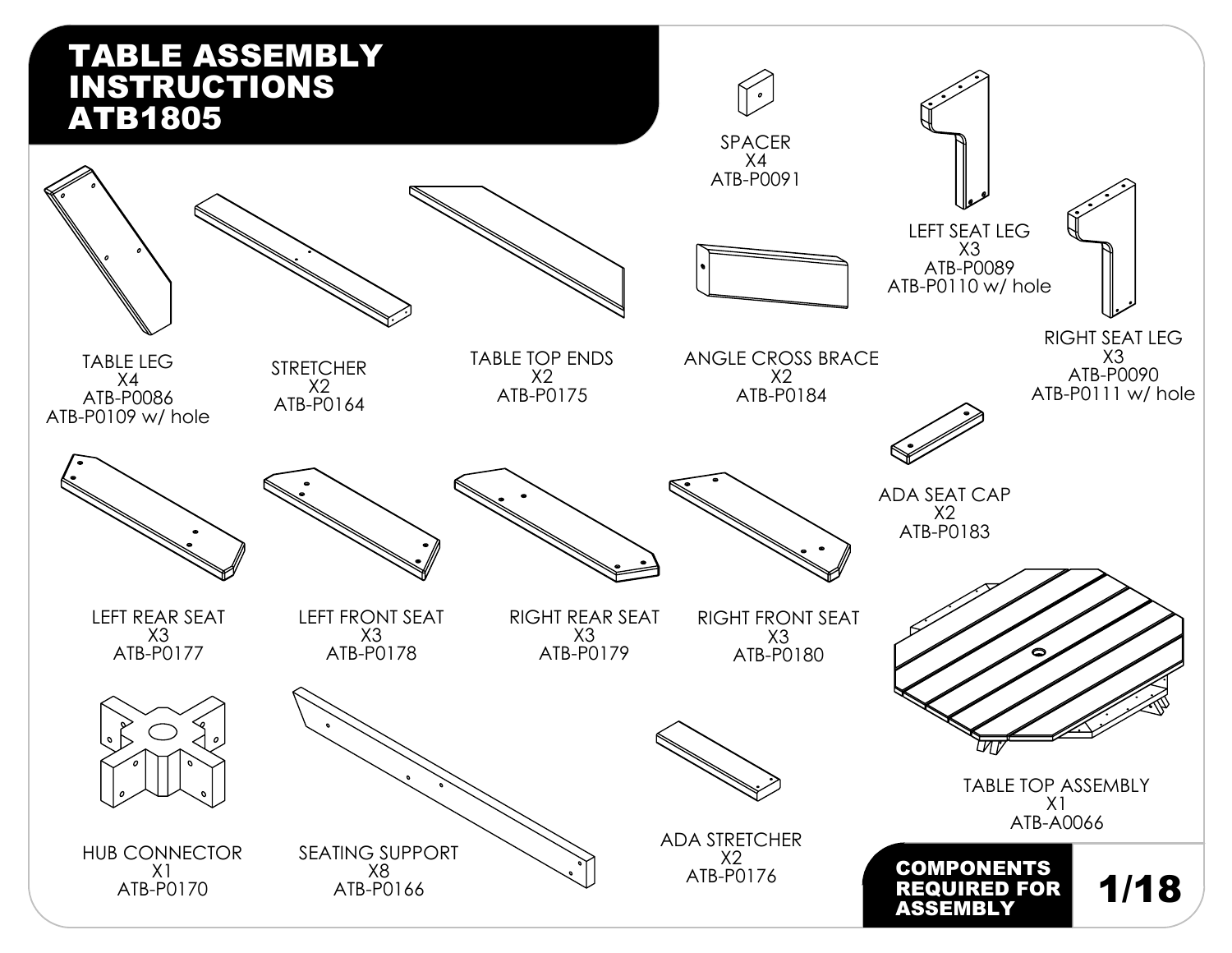# TABLE ASSEMBLY INSTRUCTIONS ATB1805

SPACER
X4
ATB-P0091

LEFT SEAT LEG
X3
ATB-P0089
ATB-P0110 w/ hole

TABLE LEG
X4
ATB-P0086
ATB-P0109 w/ hole

STRETCHER
X2
ATB-P0164

TABLE TOP ENDS
X2
ATB-P0175

ANGLE CROSS BRACE
X2
ATB-P0184

RIGHT SEAT LEG
X3
ATB-P0090
ATB-P0111 w/ hole

ADA SEAT CAP
X2
ATB-P0183

LEFT REAR SEAT
X3
ATB-P0177

LEFT FRONT SEAT
X3
ATB-P0178

RIGHT REAR SEAT
X3
ATB-P0179

RIGHT FRONT SEAT
X3
ATB-P0180

TABLE TOP ASSEMBLY
X1
ATB-A0066

HUB CONNECTOR
X1
ATB-P0170

SEATING SUPPORT
X8
ATB-P0166

ADA STRETCHER
X2
ATB-P0176

**COMPONENTS REQUIRED FOR ASSEMBLY**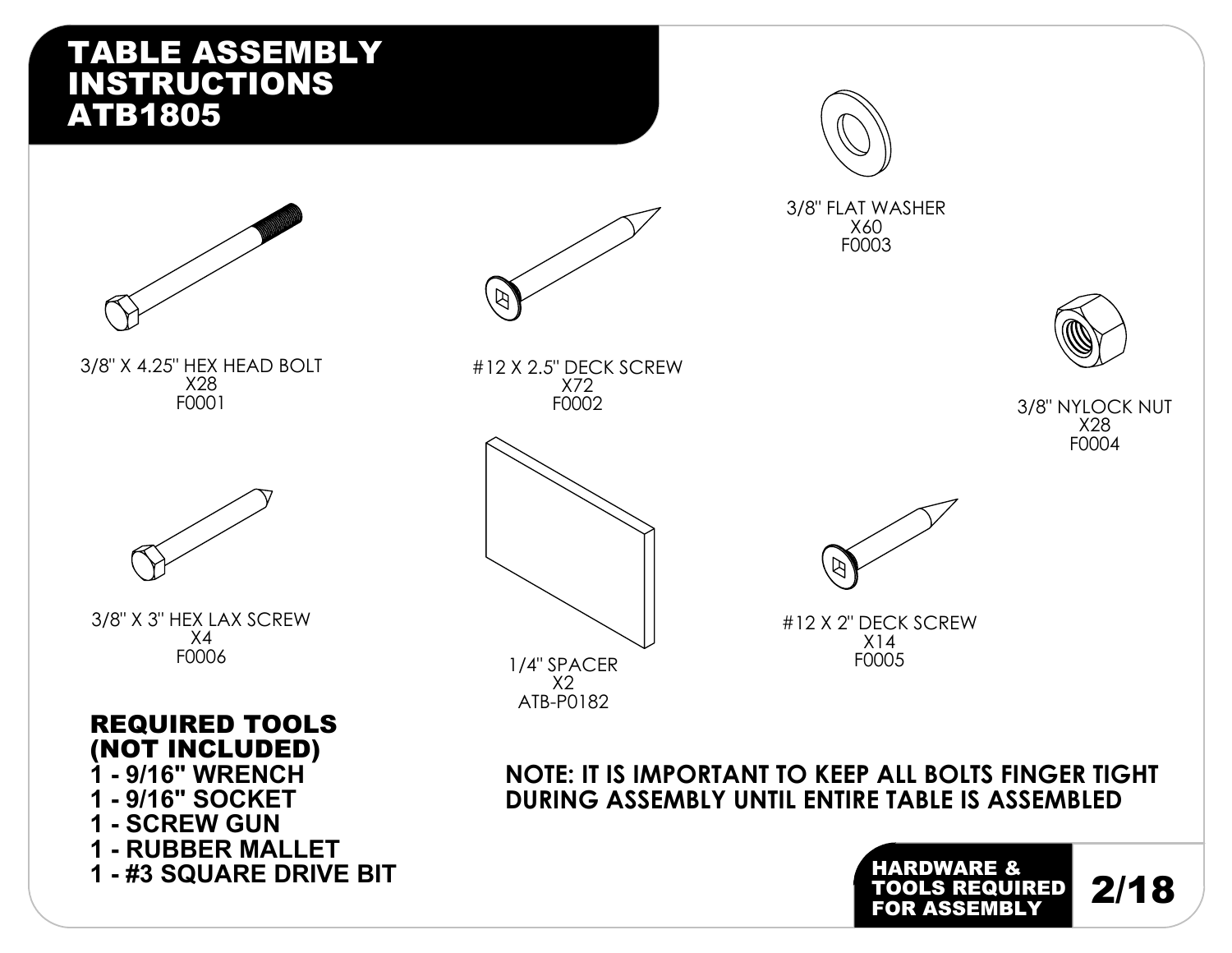# TABLE ASSEMBLY INSTRUCTIONS ATB1805

3/8" FLAT WASHER
X60
F0003

3/8" X 4.25" HEX HEAD BOLT
X28
F0001

#12 X 2.5" DECK SCREW
X72
F0002

3/8" NYLOCK NUT
X28
F0004

3/8" X 3" HEX LAX SCREW
X4
F0006

1/4" SPACER
X2
ATB-P0182

#12 X 2" DECK SCREW
X14
F0005

## REQUIRED TOOLS (NOT INCLUDED)

**1 - 9/16" WRENCH**
**1 - 9/16" SOCKET**
**1 - SCREW GUN**
**1 - RUBBER MALLET**
**1 - #3 SQUARE DRIVE BIT**

**NOTE: IT IS IMPORTANT TO KEEP ALL BOLTS FINGER TIGHT DURING ASSEMBLY UNTIL ENTIRE TABLE IS ASSEMBLED**

**HARDWARE & TOOLS REQUIRED FOR ASSEMBLY**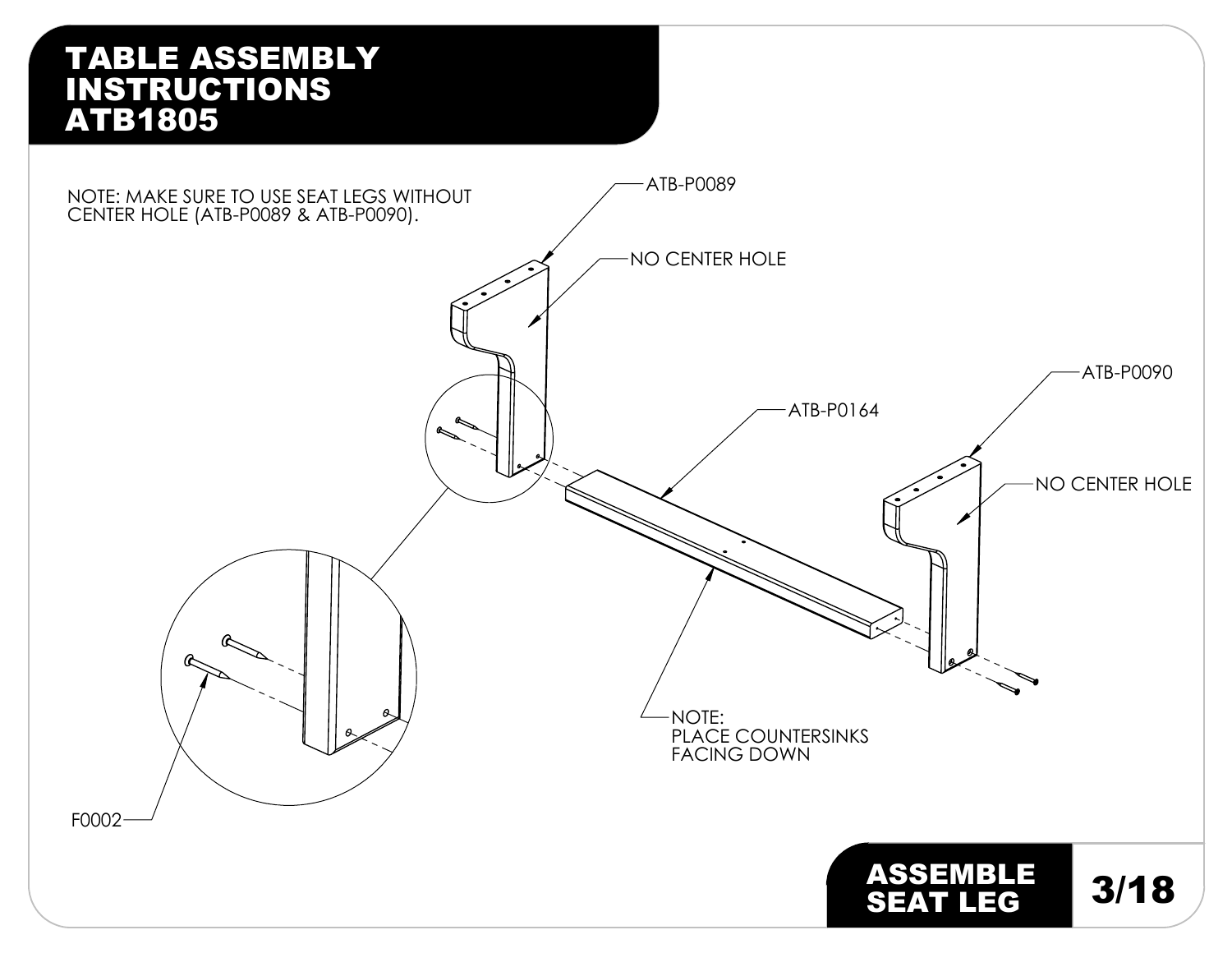# TABLE ASSEMBLY INSTRUCTIONS ATB1805

NOTE: MAKE SURE TO USE SEAT LEGS WITHOUT CENTER HOLE (ATB-P0089 & ATB-P0090).

ATB-P0089

NO CENTER HOLE

ATB-P0164

ATB-P0090

NO CENTER HOLE

NOTE:
PLACE COUNTERSINKS FACING DOWN

F0002

## ASSEMBLE SEAT LEG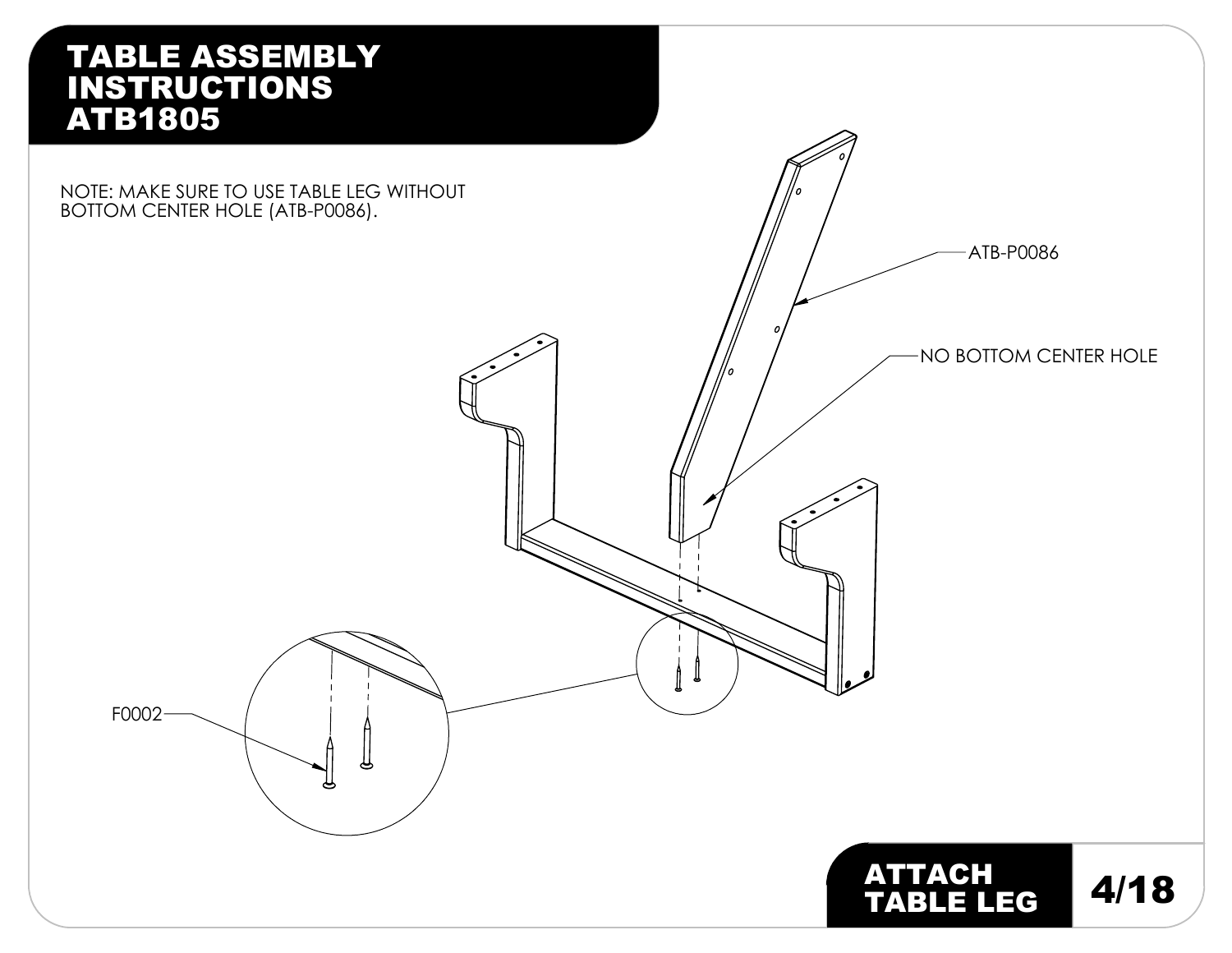# TABLE ASSEMBLY INSTRUCTIONS ATB1805

NOTE: MAKE SURE TO USE TABLE LEG WITHOUT BOTTOM CENTER HOLE (ATB-P0086).

ATB-P0086

NO BOTTOM CENTER HOLE

F0002

## ATTACH TABLE LEG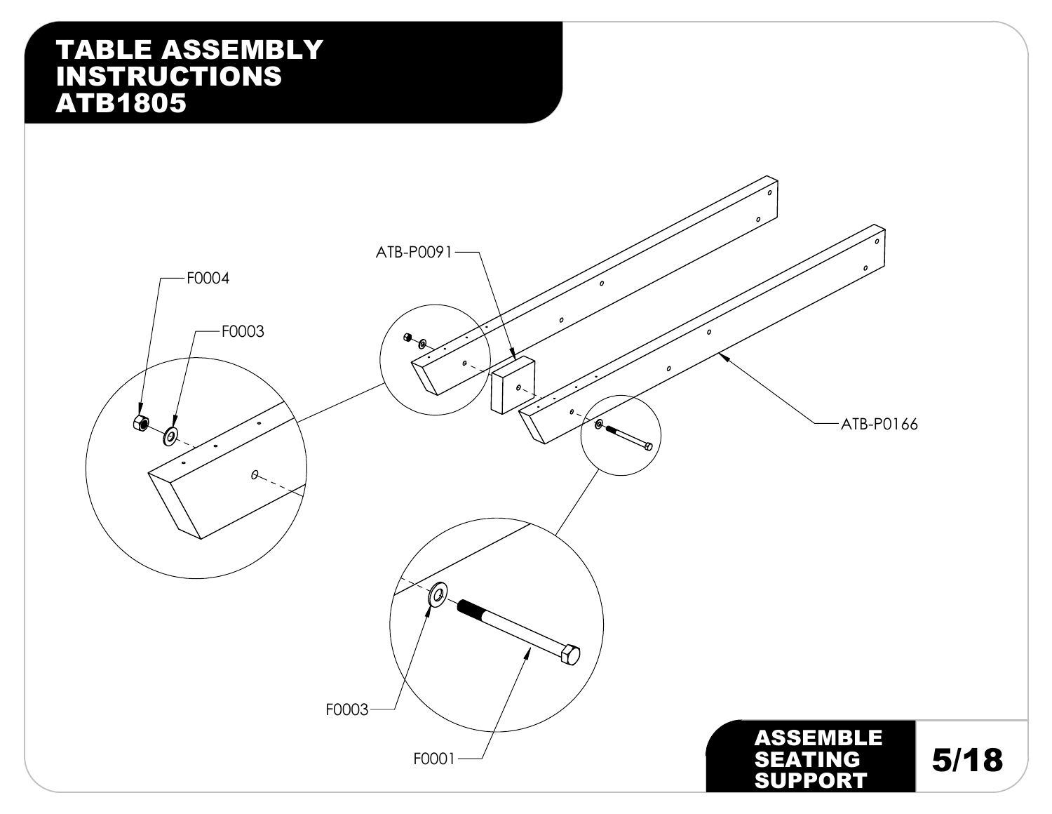# TABLE ASSEMBLY INSTRUCTIONS ATB1805

F0004

F0003

ATB-P0091

ATB-P0166

F0003

F0001

## ASSEMBLE SEATING SUPPORT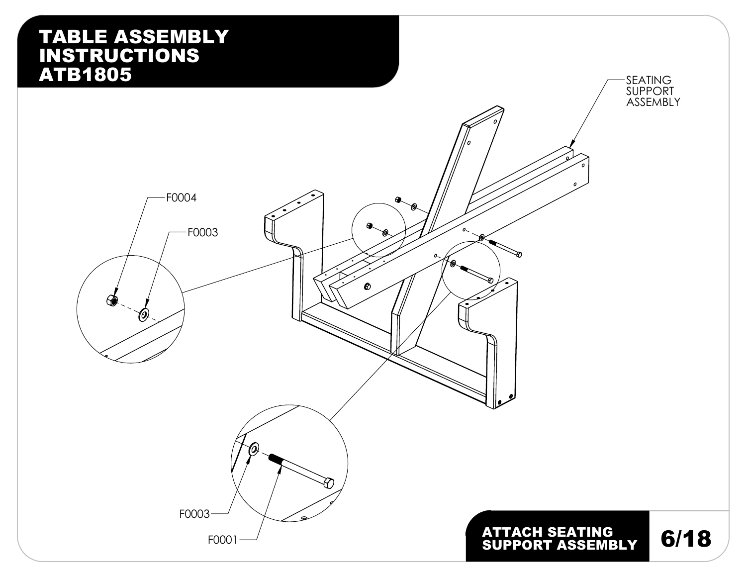# TABLE ASSEMBLY INSTRUCTIONS ATB1805

SEATING SUPPORT ASSEMBLY

F0004

F0003

F0003

F0001

## ATTACH SEATING SUPPORT ASSEMBLY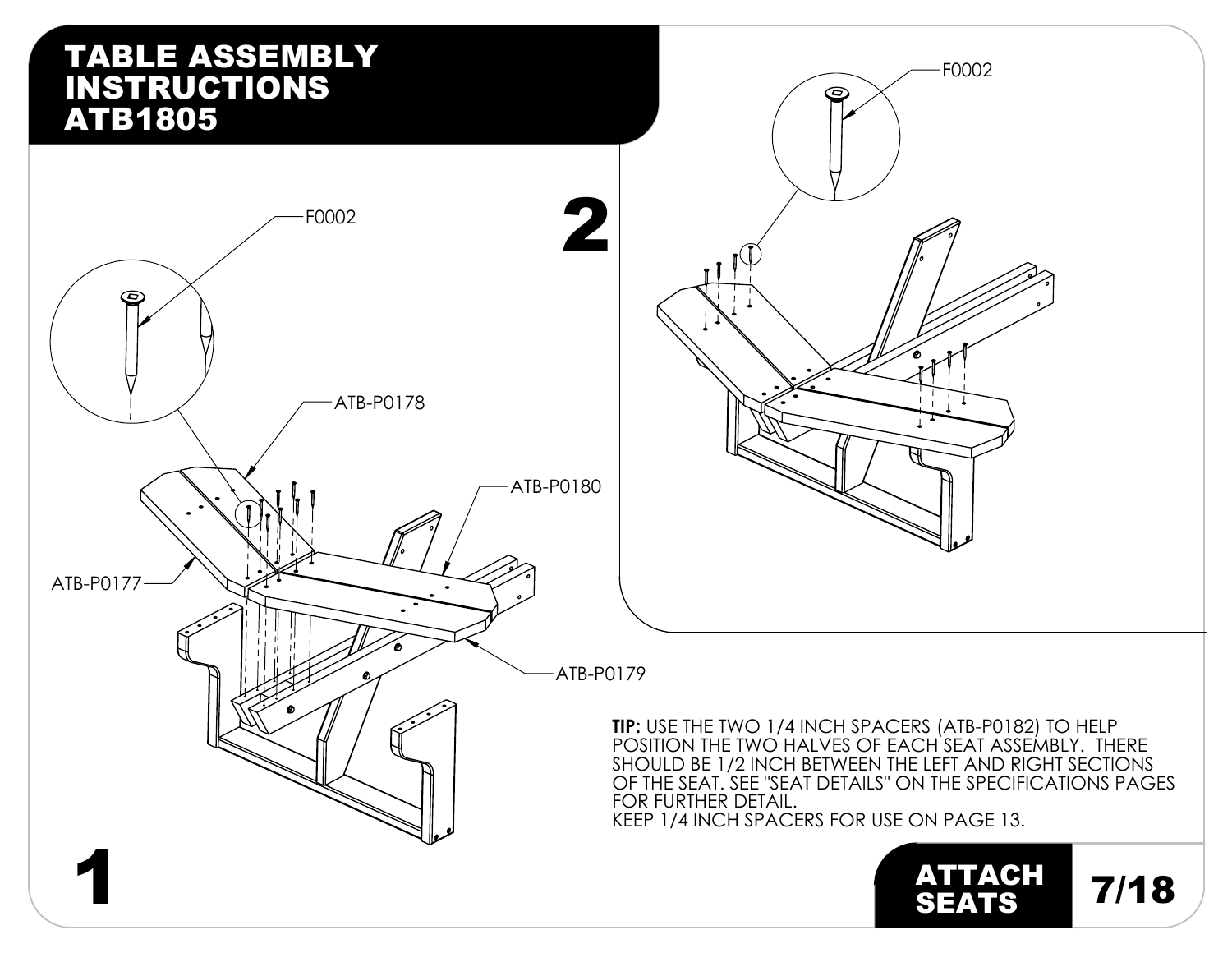# TABLE ASSEMBLY INSTRUCTIONS ATB1805

## ATTACH SEATS

1

F0002

ATB-P0178

ATB-P0180

ATB-P0177

ATB-P0179

2

F0002

**TIP:** USE THE TWO 1/4 INCH SPACERS (ATB-P0182) TO HELP POSITION THE TWO HALVES OF EACH SEAT ASSEMBLY. THERE SHOULD BE 1/2 INCH BETWEEN THE LEFT AND RIGHT SECTIONS OF THE SEAT. SEE "SEAT DETAILS" ON THE SPECIFICATIONS PAGES FOR FURTHER DETAIL.
KEEP 1/4 INCH SPACERS FOR USE ON PAGE 13.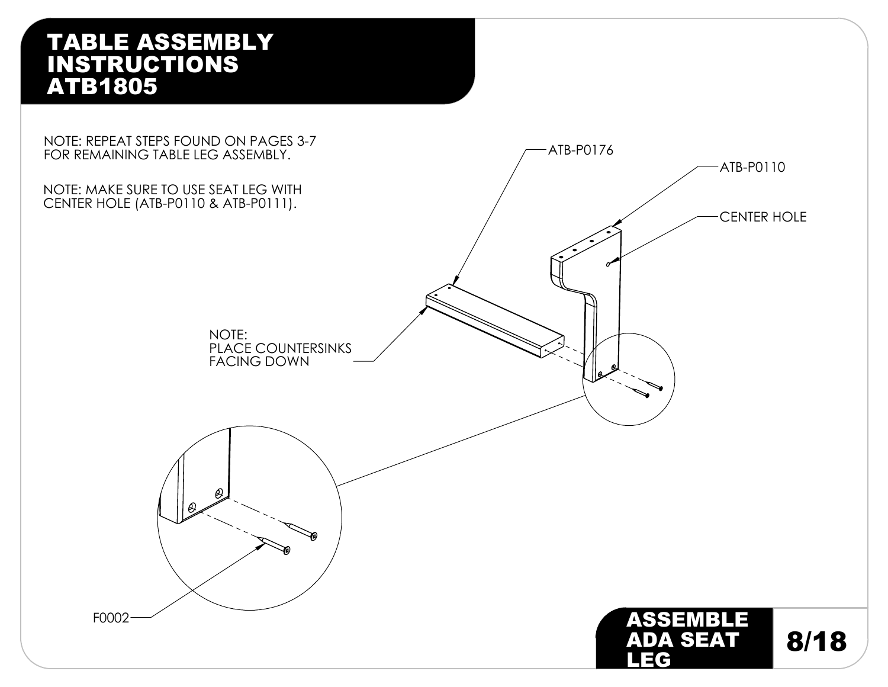# TABLE ASSEMBLY INSTRUCTIONS ATB1805

NOTE: REPEAT STEPS FOUND ON PAGES 3-7 FOR REMAINING TABLE LEG ASSEMBLY.

NOTE: MAKE SURE TO USE SEAT LEG WITH CENTER HOLE (ATB-P0110 & ATB-P0111).

ATB-P0176

ATB-P0110

CENTER HOLE

NOTE:
PLACE COUNTERSINKS FACING DOWN

F0002

## ASSEMBLE ADA SEAT LEG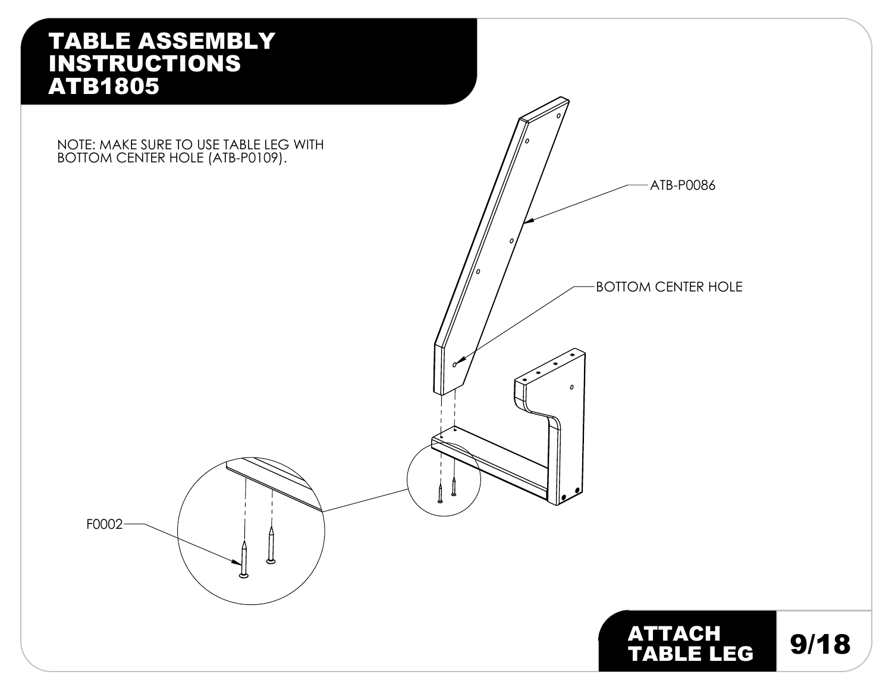# TABLE ASSEMBLY INSTRUCTIONS ATB1805

NOTE: MAKE SURE TO USE TABLE LEG WITH BOTTOM CENTER HOLE (ATB-P0109).

ATB-P0086

BOTTOM CENTER HOLE

F0002

## ATTACH TABLE LEG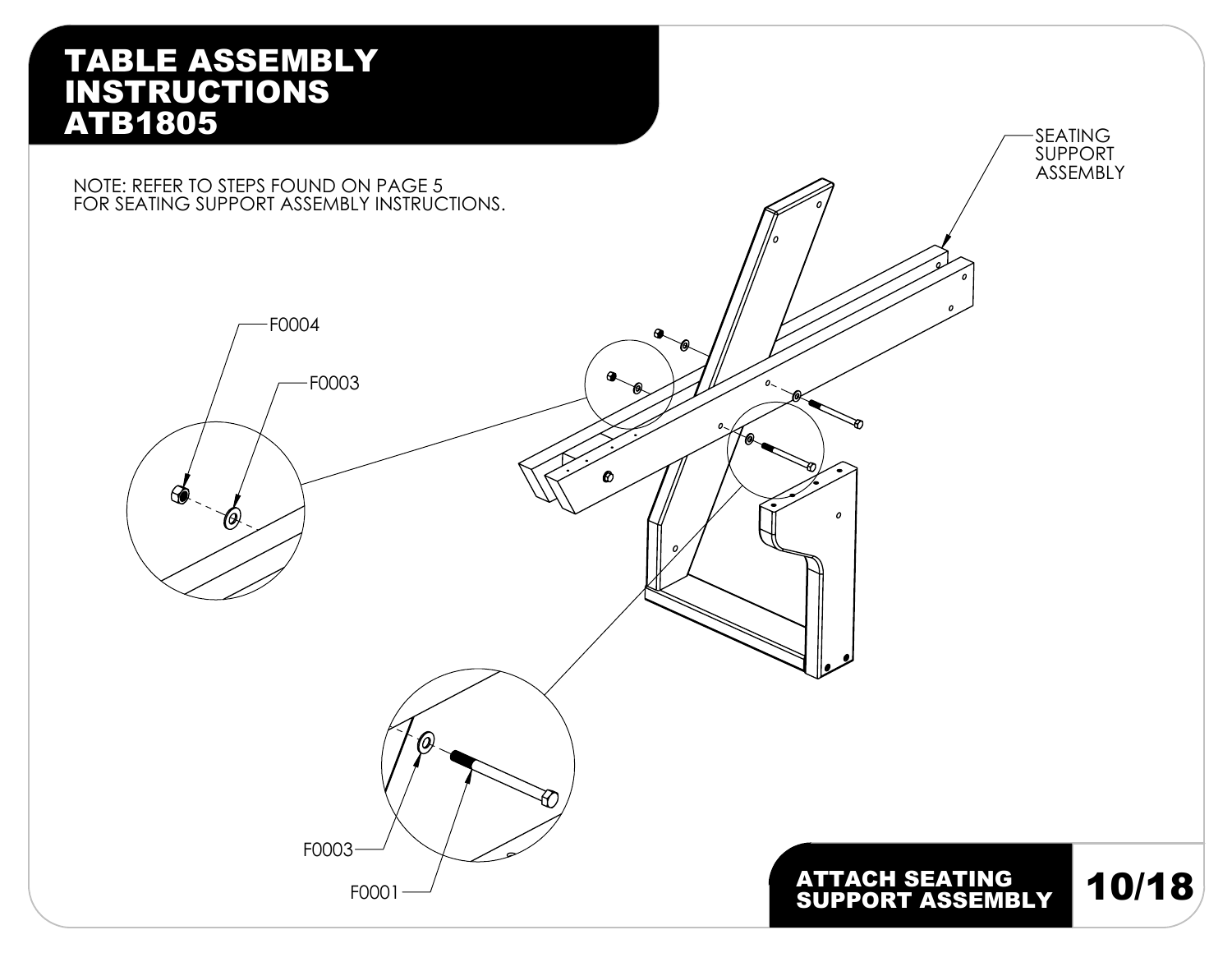# TABLE ASSEMBLY INSTRUCTIONS ATB1805

NOTE: REFER TO STEPS FOUND ON PAGE 5 FOR SEATING SUPPORT ASSEMBLY INSTRUCTIONS.

SEATING SUPPORT ASSEMBLY

F0004

F0003

F0003

F0001

## ATTACH SEATING SUPPORT ASSEMBLY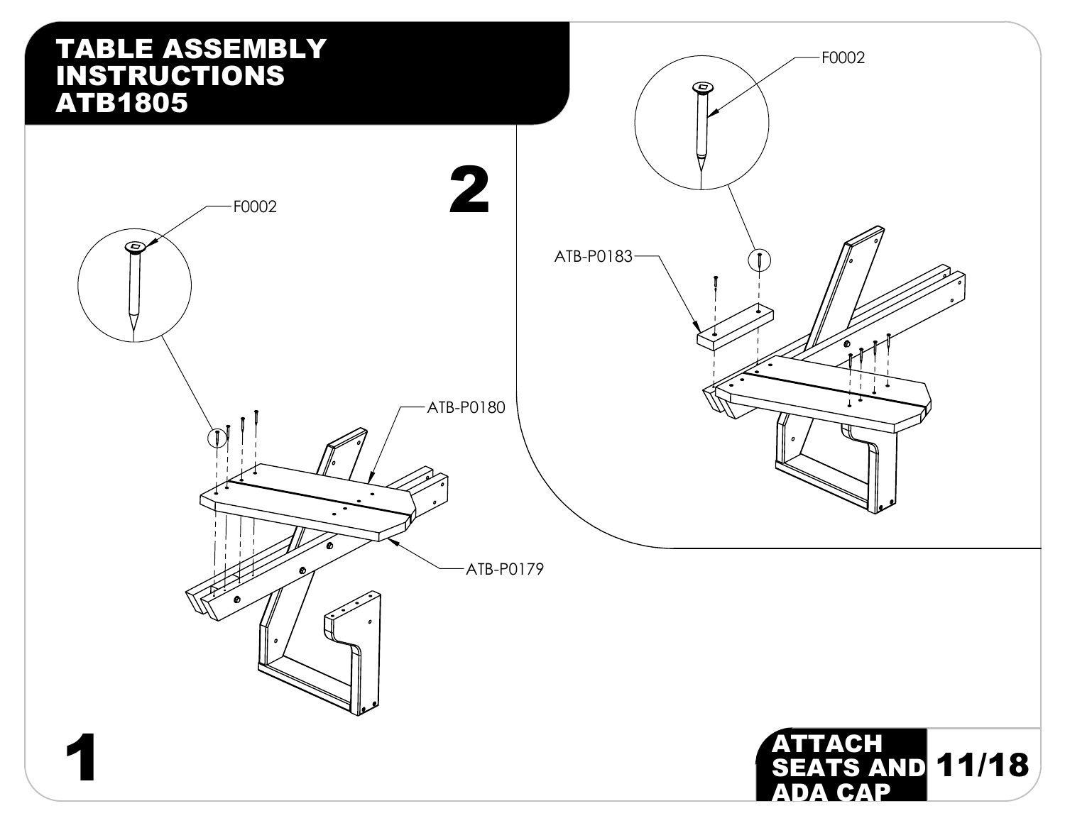# TABLE ASSEMBLY INSTRUCTIONS ATB1805

## ATTACH SEATS AND ADA CAP

1

F0002

ATB-P0180

ATB-P0179

2

F0002

ATB-P0183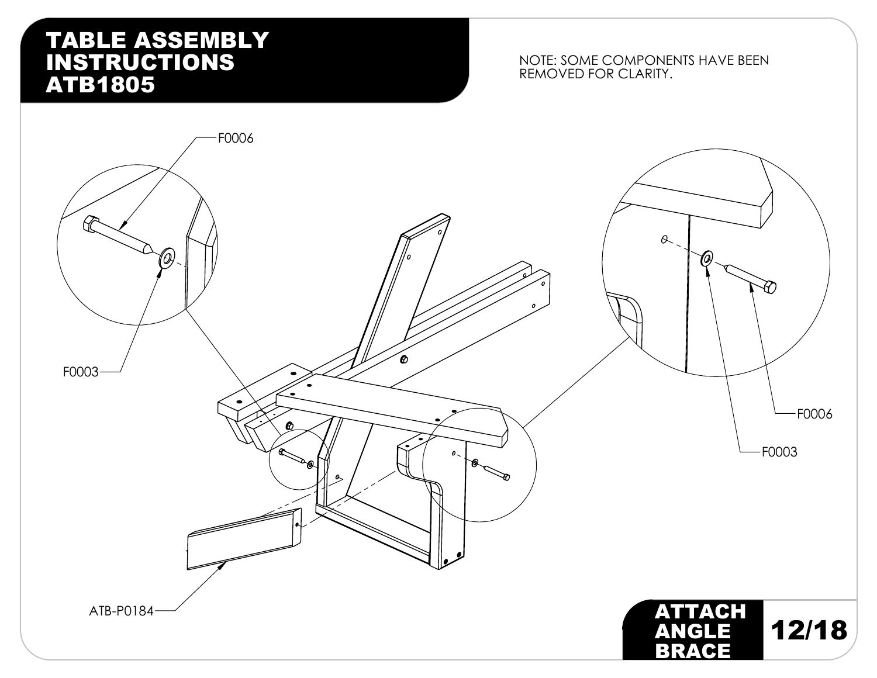# TABLE ASSEMBLY INSTRUCTIONS ATB1805

NOTE: SOME COMPONENTS HAVE BEEN REMOVED FOR CLARITY.

F0006

F0003

F0006

F0003

ATB-P0184

## ATTACH ANGLE BRACE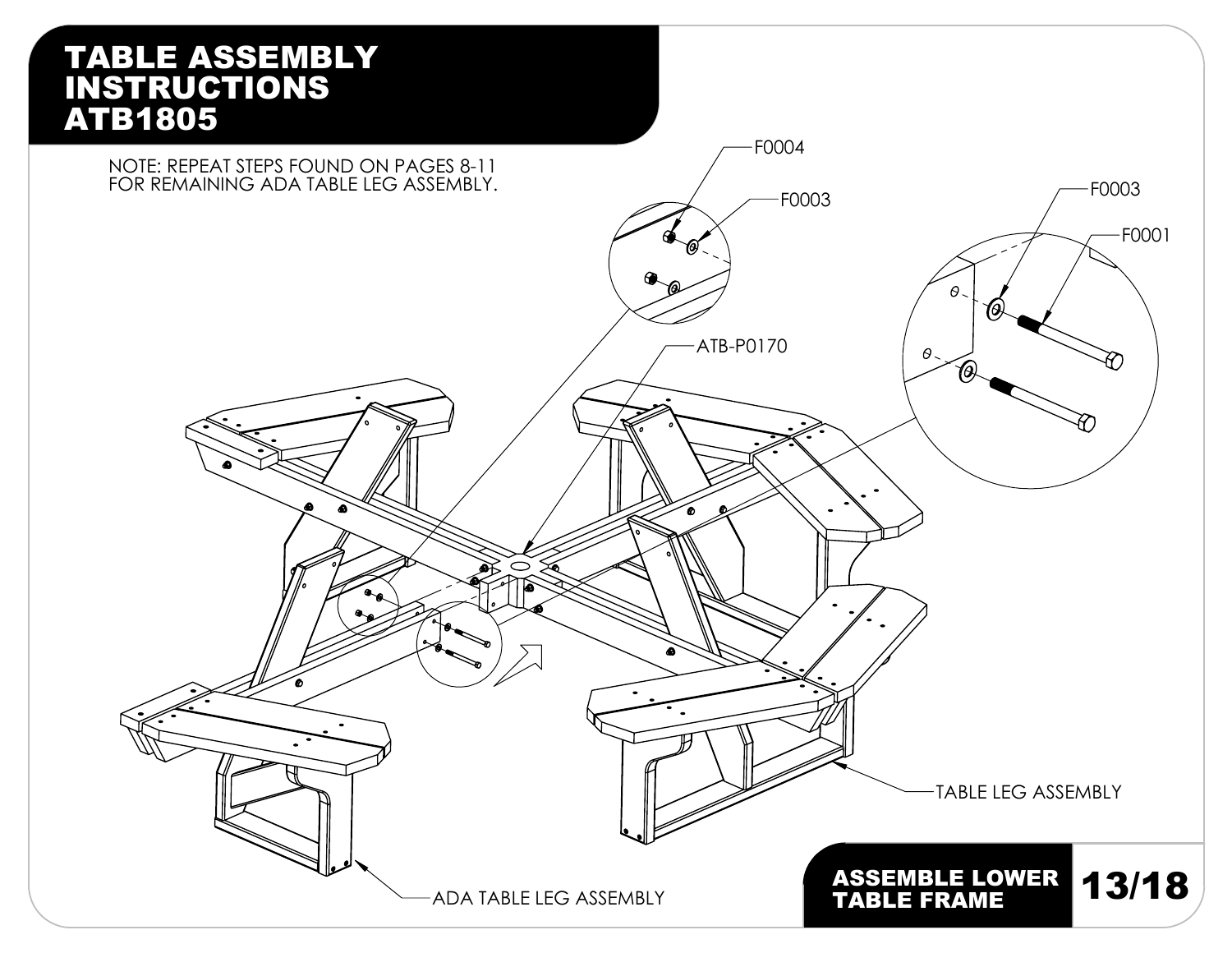# TABLE ASSEMBLY INSTRUCTIONS ATB1805

NOTE: REPEAT STEPS FOUND ON PAGES 8-11 FOR REMAINING ADA TABLE LEG ASSEMBLY.

F0004

F0003

F0003

F0001

ATB-P0170

TABLE LEG ASSEMBLY

ADA TABLE LEG ASSEMBLY

## ASSEMBLE LOWER TABLE FRAME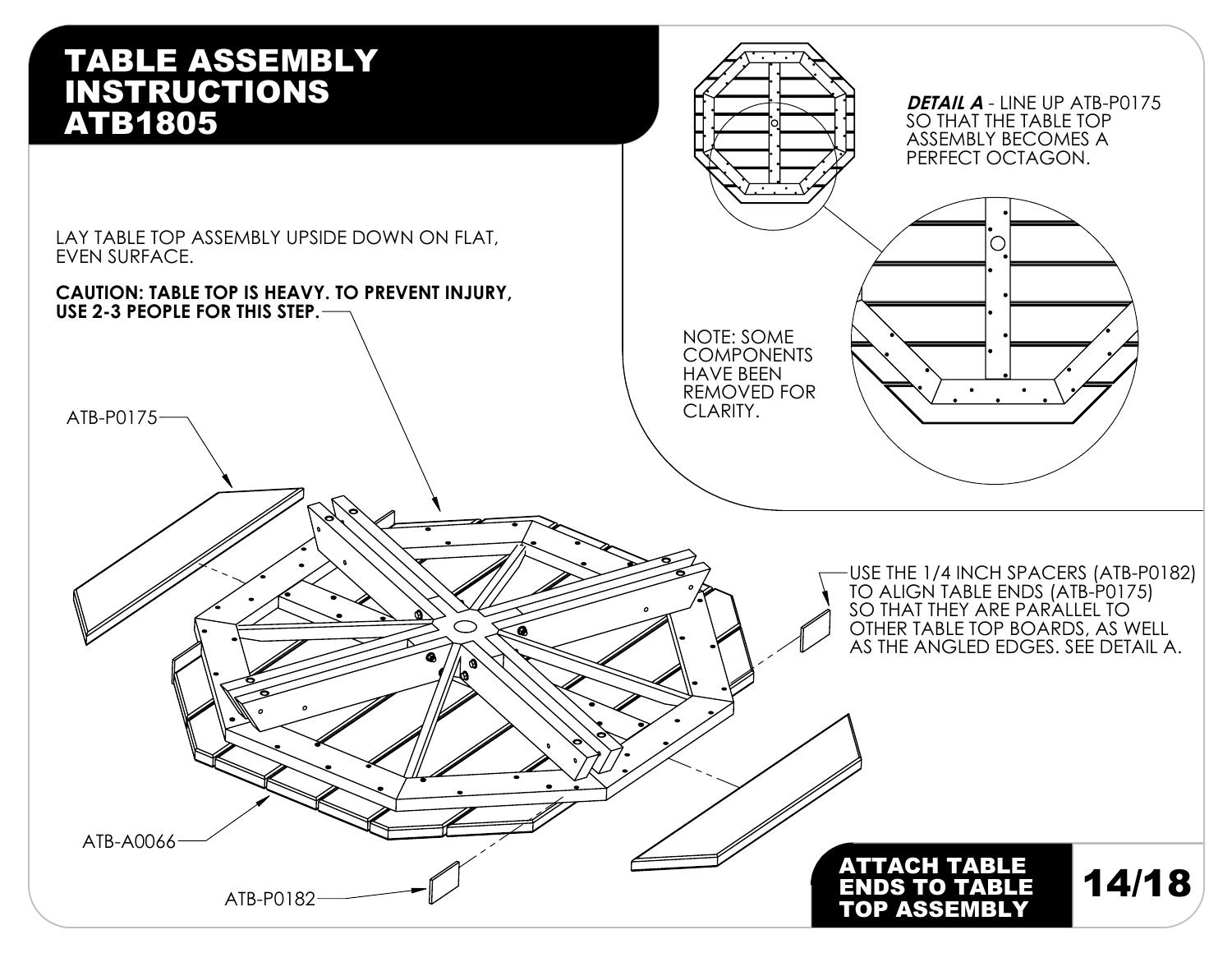# TABLE ASSEMBLY INSTRUCTIONS ATB1805

LAY TABLE TOP ASSEMBLY UPSIDE DOWN ON FLAT, EVEN SURFACE.

**CAUTION: TABLE TOP IS HEAVY. TO PREVENT INJURY, USE 2-3 PEOPLE FOR THIS STEP.**

***DETAIL A*** - LINE UP ATB-P0175 SO THAT THE TABLE TOP ASSEMBLY BECOMES A PERFECT OCTAGON.

NOTE: SOME COMPONENTS HAVE BEEN REMOVED FOR CLARITY.

ATB-P0175

USE THE 1/4 INCH SPACERS (ATB-P0182) TO ALIGN TABLE ENDS (ATB-P0175) SO THAT THEY ARE PARALLEL TO OTHER TABLE TOP BOARDS, AS WELL AS THE ANGLED EDGES. SEE DETAIL A.

ATB-A0066

ATB-P0182

## ATTACH TABLE ENDS TO TABLE TOP ASSEMBLY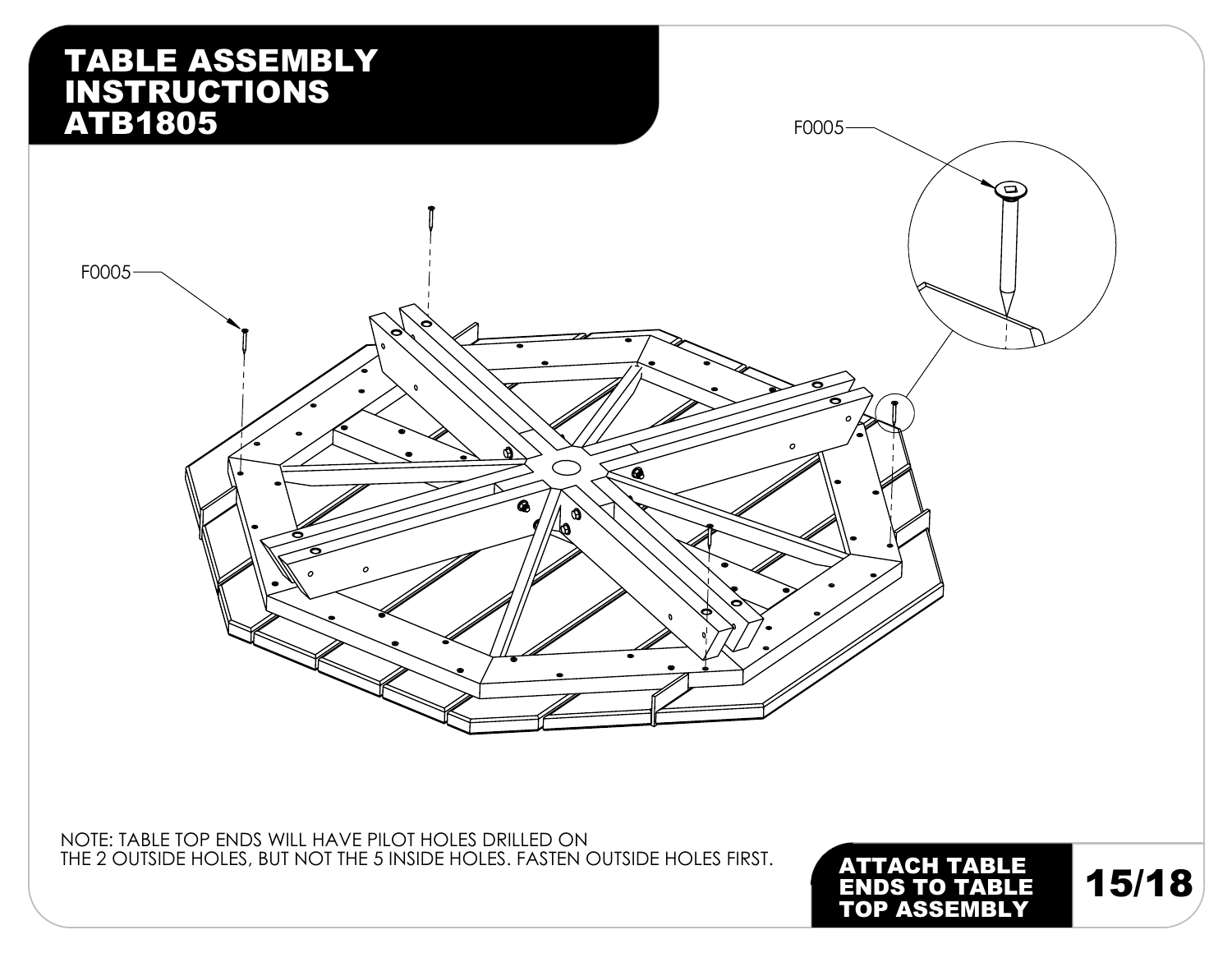# TABLE ASSEMBLY INSTRUCTIONS ATB1805

F0005

F0005

NOTE: TABLE TOP ENDS WILL HAVE PILOT HOLES DRILLED ON THE 2 OUTSIDE HOLES, BUT NOT THE 5 INSIDE HOLES. FASTEN OUTSIDE HOLES FIRST.

## ATTACH TABLE ENDS TO TABLE TOP ASSEMBLY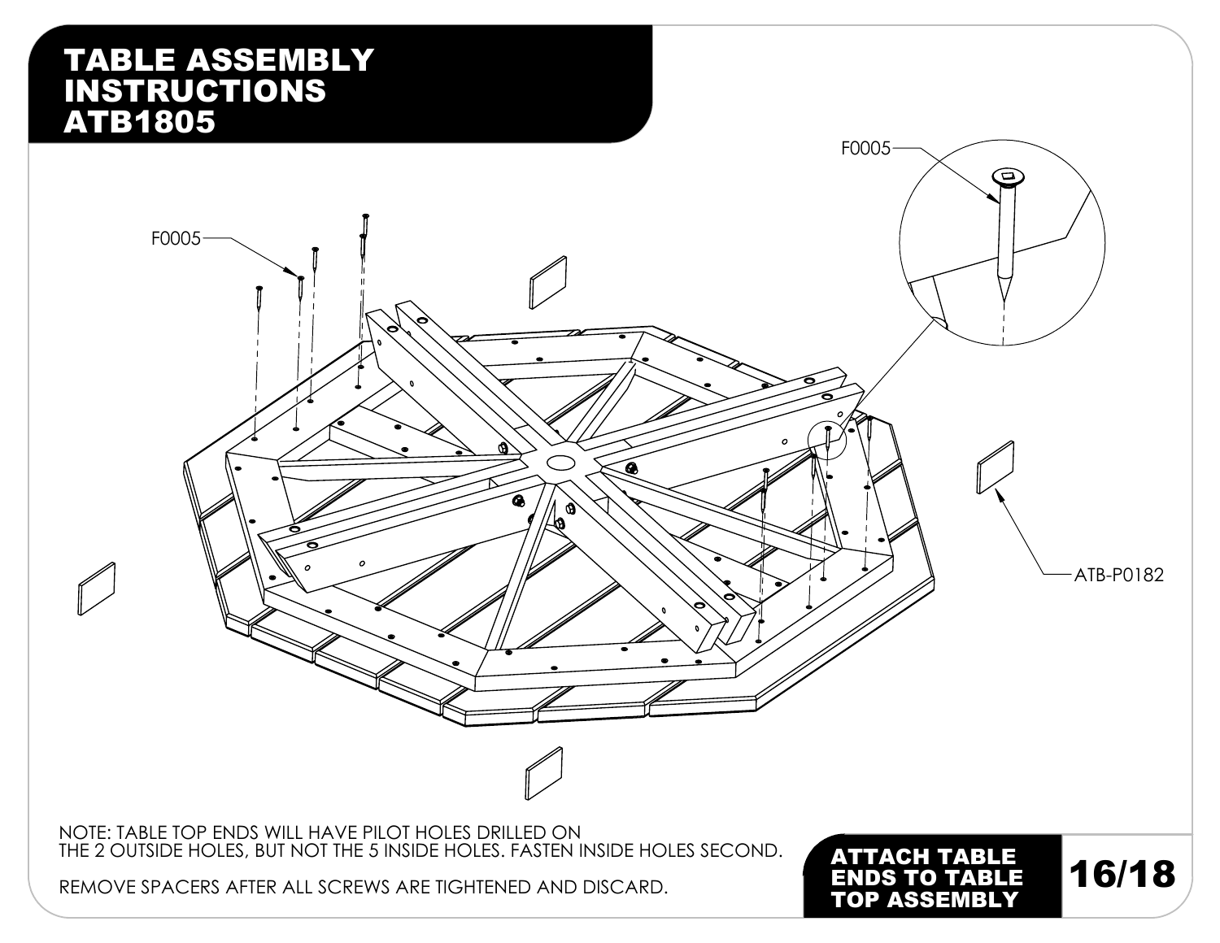# TABLE ASSEMBLY INSTRUCTIONS ATB1805

F0005

F0005

ATB-P0182

NOTE: TABLE TOP ENDS WILL HAVE PILOT HOLES DRILLED ON THE 2 OUTSIDE HOLES, BUT NOT THE 5 INSIDE HOLES. FASTEN INSIDE HOLES SECOND.

REMOVE SPACERS AFTER ALL SCREWS ARE TIGHTENED AND DISCARD.

## ATTACH TABLE ENDS TO TABLE TOP ASSEMBLY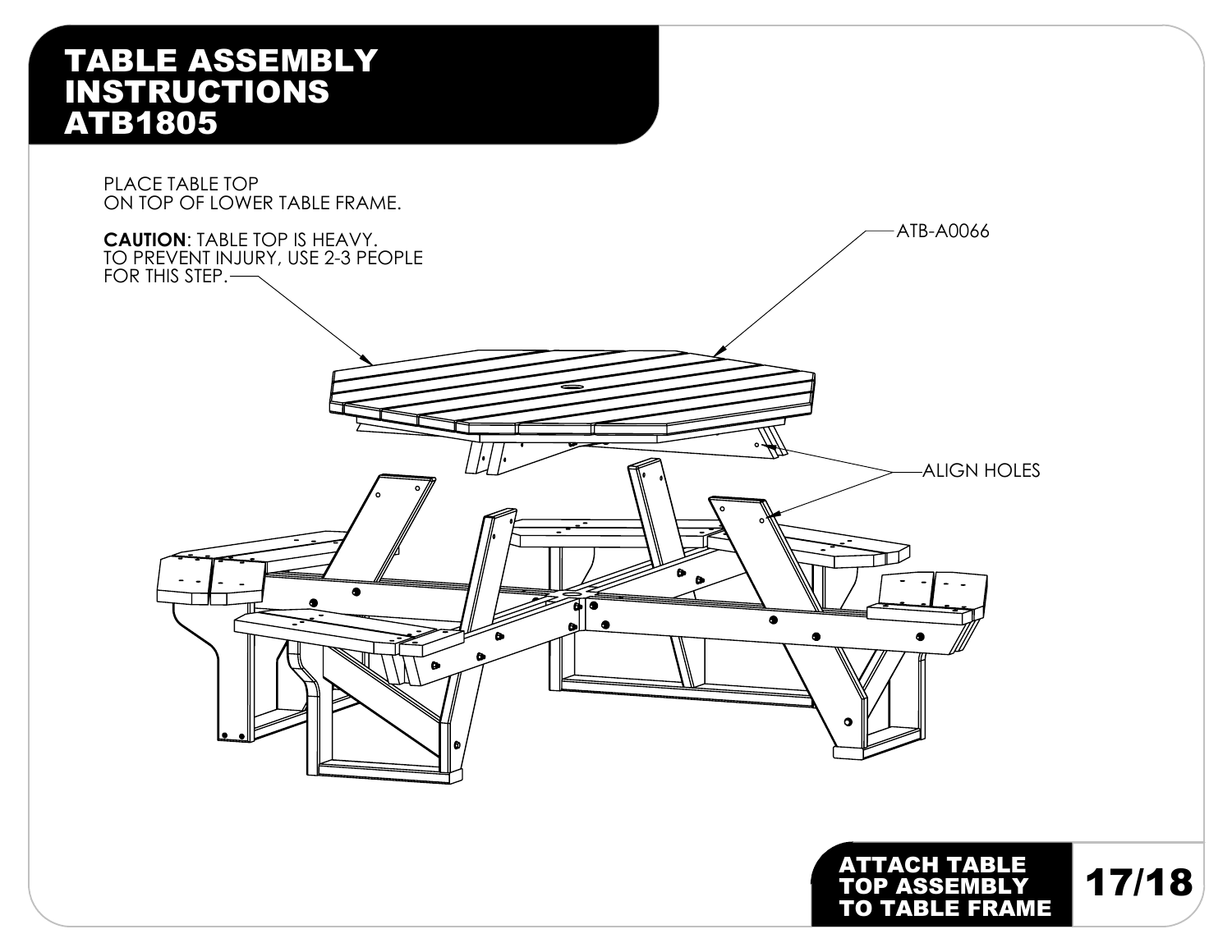# TABLE ASSEMBLY INSTRUCTIONS ATB1805

PLACE TABLE TOP ON TOP OF LOWER TABLE FRAME.

**CAUTION**: TABLE TOP IS HEAVY. TO PREVENT INJURY, USE 2-3 PEOPLE FOR THIS STEP.

ATB-A0066

ALIGN HOLES

## ATTACH TABLE TOP ASSEMBLY TO TABLE FRAME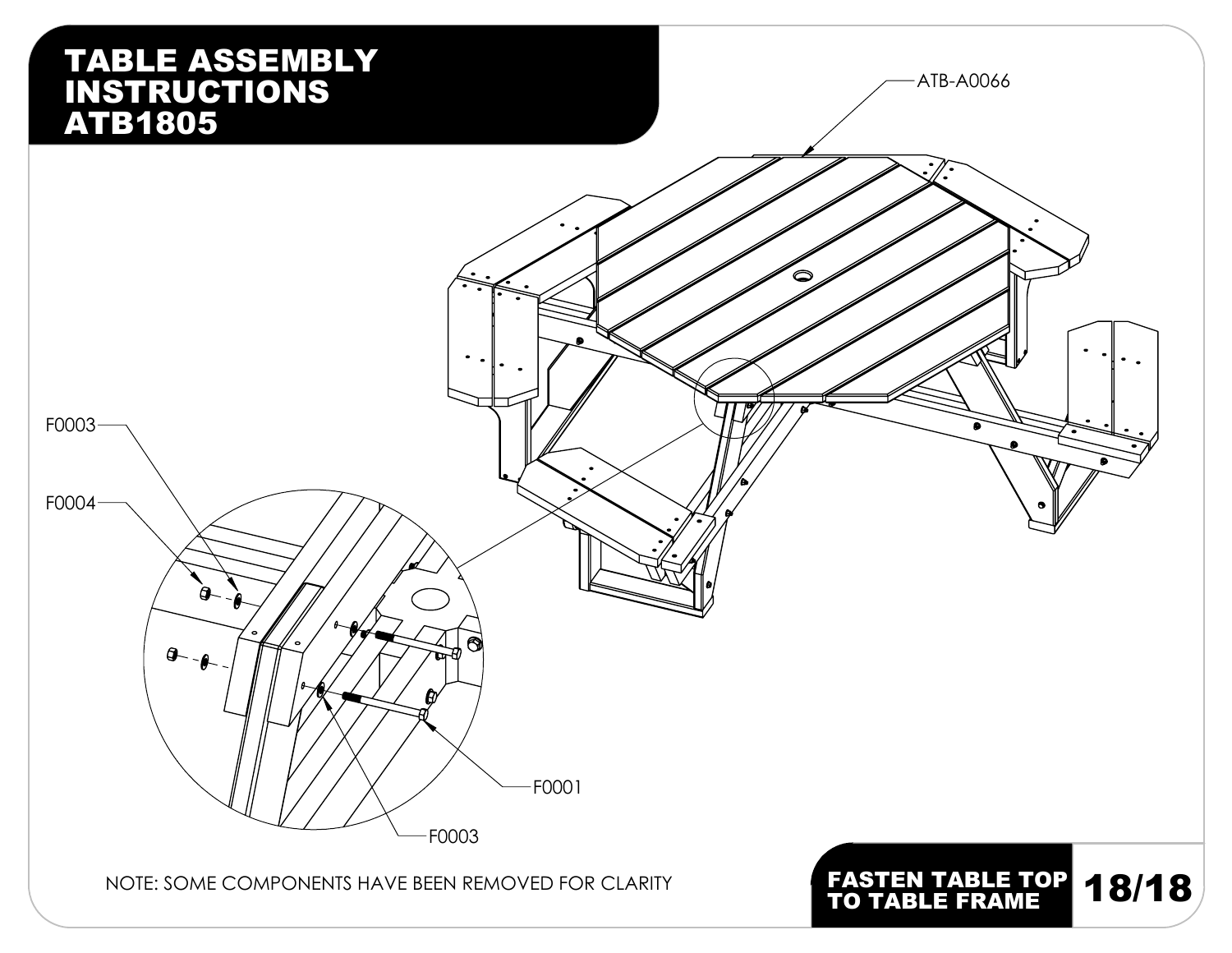# TABLE ASSEMBLY INSTRUCTIONS ATB1805

ATB-A0066

F0003

F0004

F0001

F0003

NOTE: SOME COMPONENTS HAVE BEEN REMOVED FOR CLARITY

## FASTEN TABLE TOP TO TABLE FRAME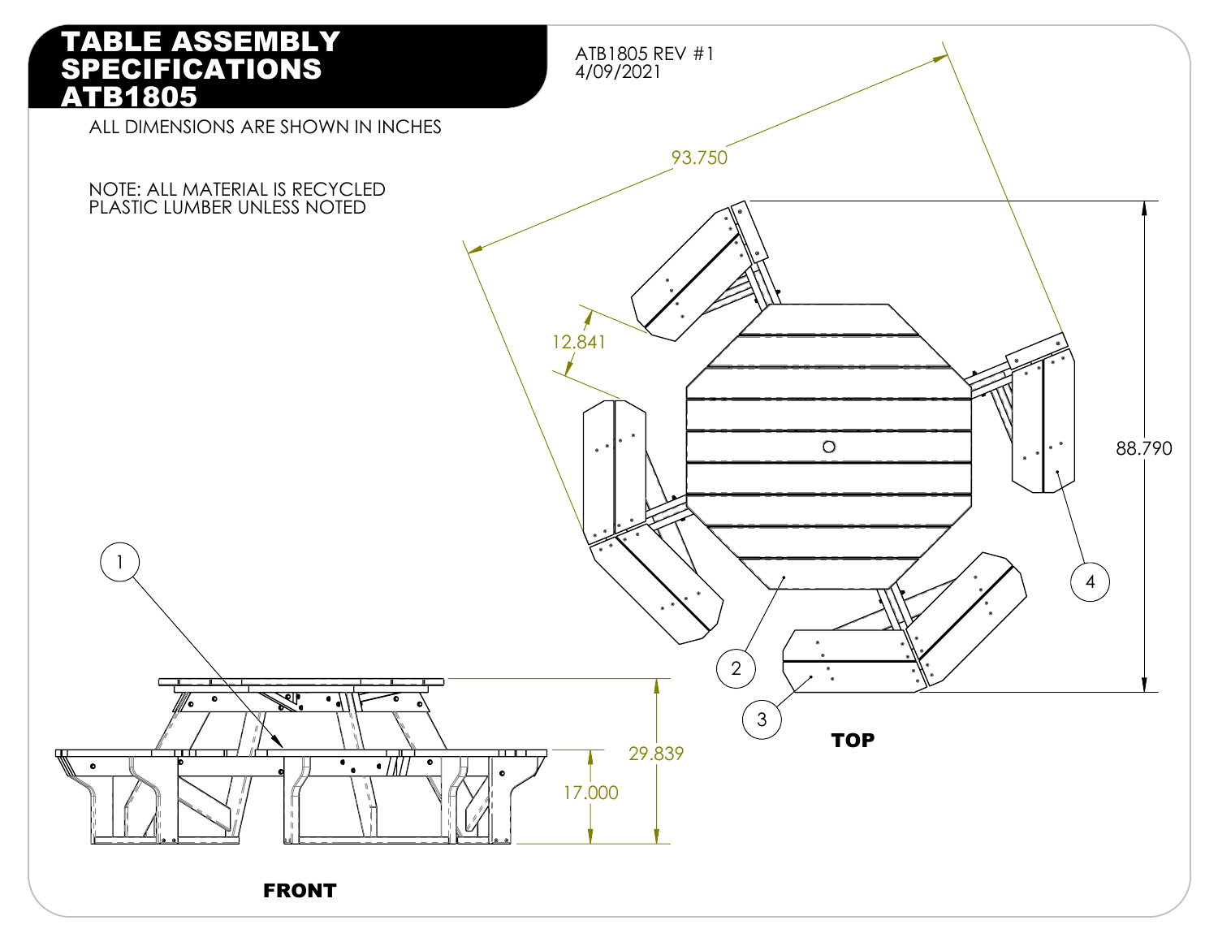# TABLE ASSEMBLY SPECIFICATIONS ATB1805

ATB1805 REV #1
4/09/2021

ALL DIMENSIONS ARE SHOWN IN INCHES

NOTE: ALL MATERIAL IS RECYCLED PLASTIC LUMBER UNLESS NOTED

93.750

12.841

88.790

29.839

17.000

1

2

3

4

**TOP**

**FRONT**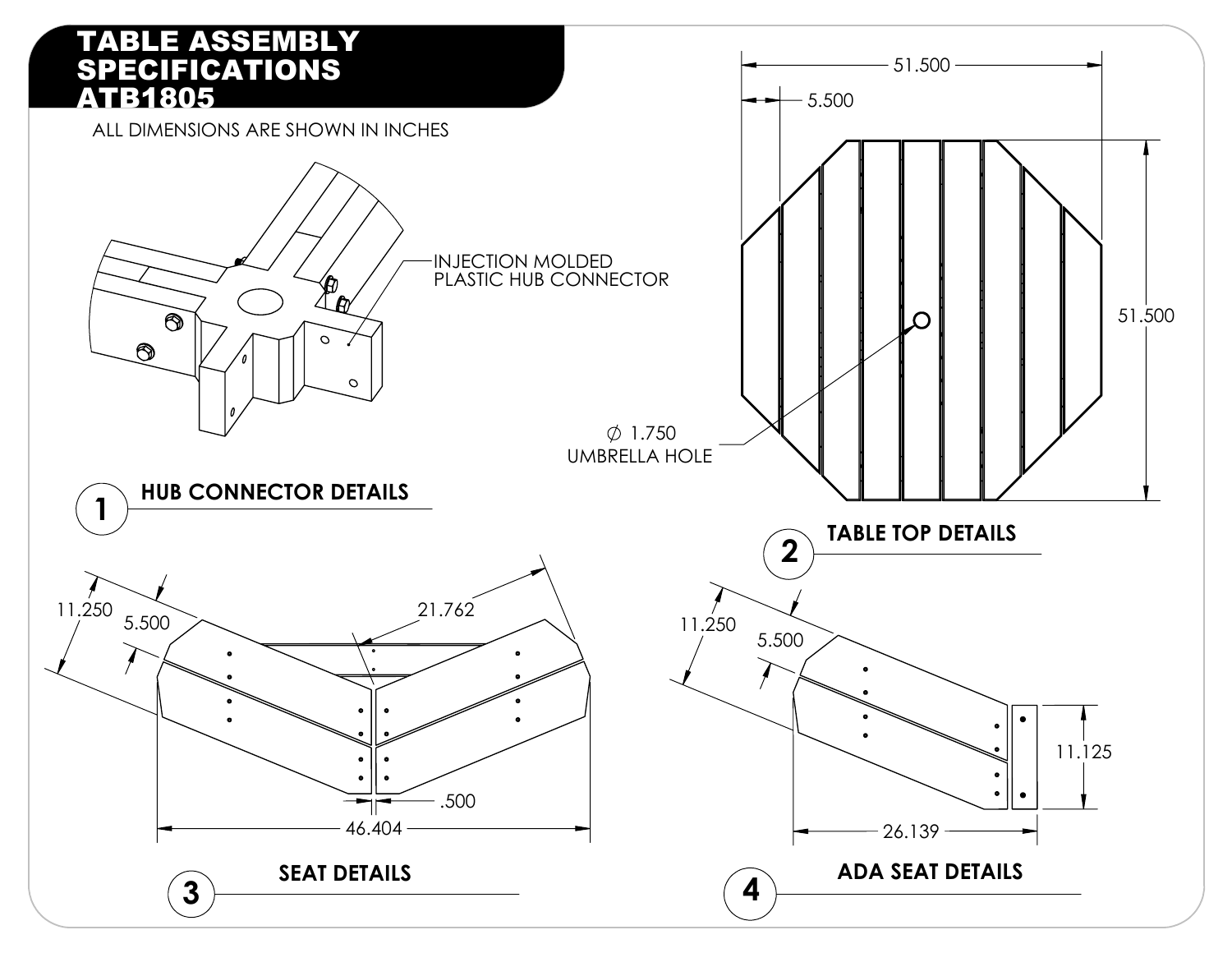# TABLE ASSEMBLY SPECIFICATIONS ATB1805

ALL DIMENSIONS ARE SHOWN IN INCHES

INJECTION MOLDED
PLASTIC HUB CONNECTOR

## 1 HUB CONNECTOR DETAILS

51.500

5.500

51.500

⌀ 1.750
UMBRELLA HOLE

## 2 TABLE TOP DETAILS

11.250

5.500

21.762

.500

46.404

## 3 SEAT DETAILS

11.250

5.500

11.125

26.139

## 4 ADA SEAT DETAILS